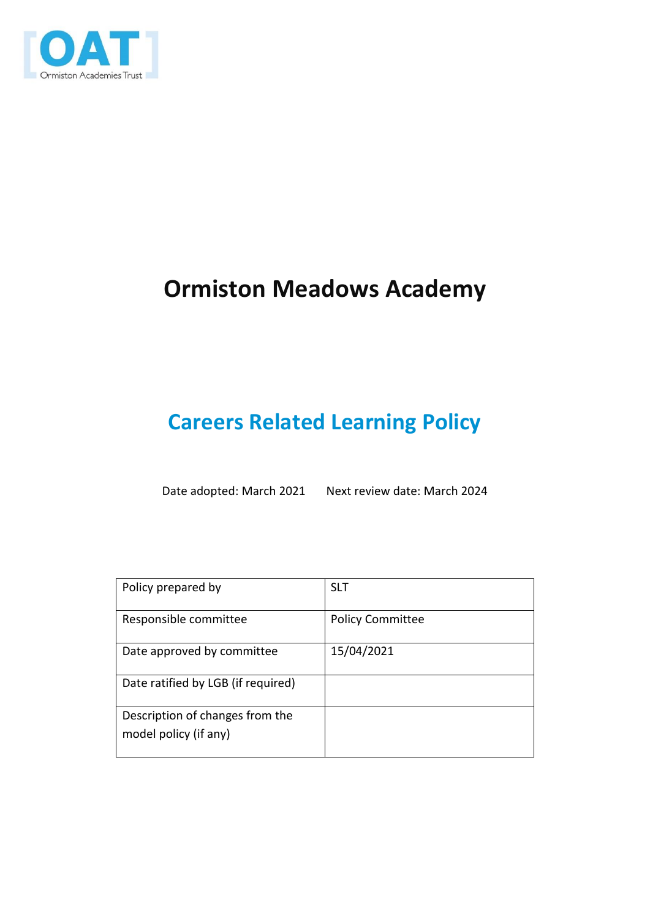# Ormiston Meadows Academy

## Careers Related Learning Policy

Date adopted: March 2021 Next review date: March 2024

| Policy prepared by | SLT |
|---|---|
| Responsible committee | Policy Committee |
| Date approved by committee | 15/04/2021 |
| Date ratified by LGB (if required) | |
| Description of changes from the model policy (if any) | |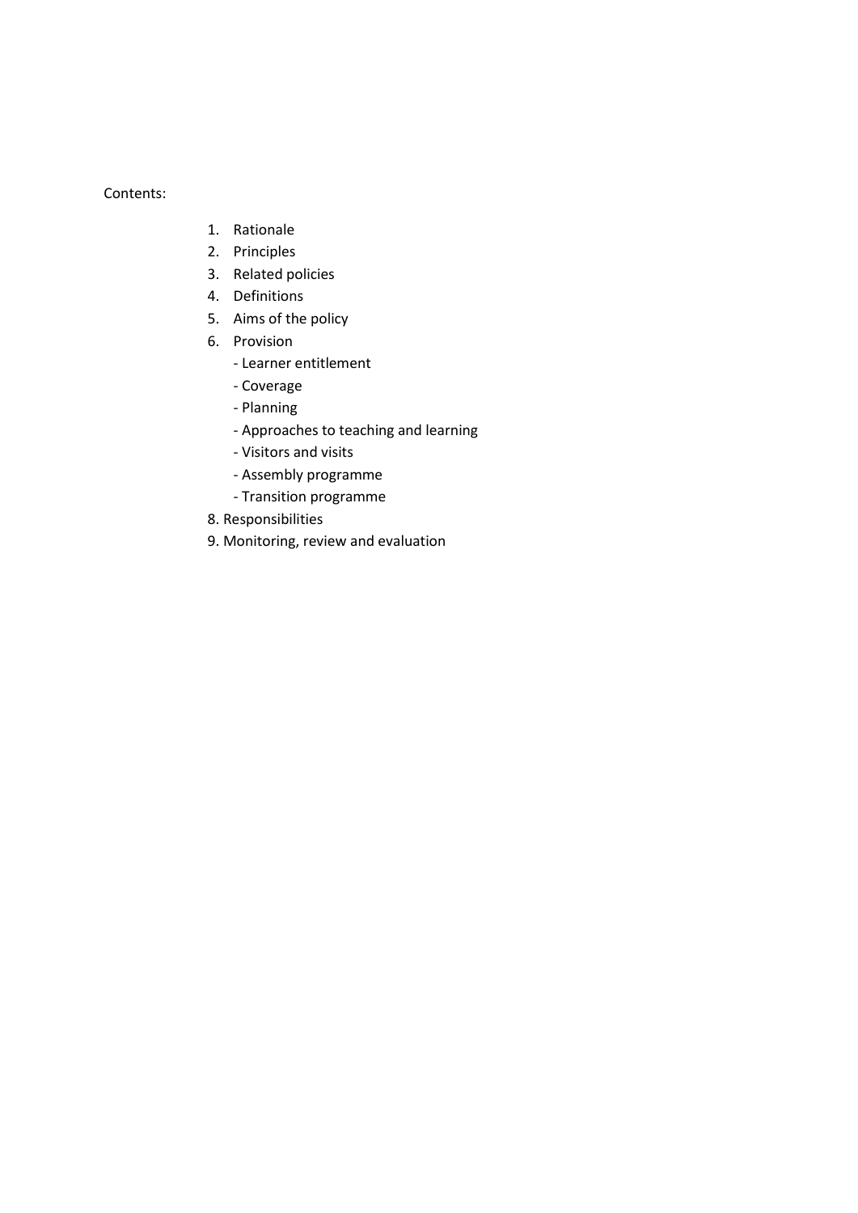Contents:

1. Rationale
2. Principles
3. Related policies
4. Definitions
5. Aims of the policy
6. Provision
   - Learner entitlement
   - Coverage
   - Planning
   - Approaches to teaching and learning
   - Visitors and visits
   - Assembly programme
   - Transition programme

8. Responsibilities

9. Monitoring, review and evaluation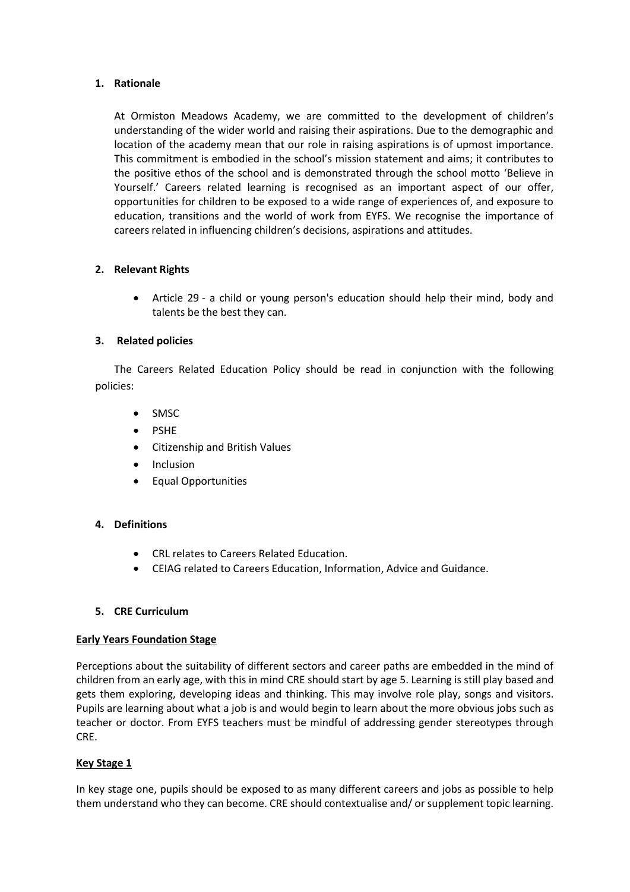## 1. Rationale

At Ormiston Meadows Academy, we are committed to the development of children's understanding of the wider world and raising their aspirations. Due to the demographic and location of the academy mean that our role in raising aspirations is of upmost importance. This commitment is embodied in the school's mission statement and aims; it contributes to the positive ethos of the school and is demonstrated through the school motto 'Believe in Yourself.' Careers related learning is recognised as an important aspect of our offer, opportunities for children to be exposed to a wide range of experiences of, and exposure to education, transitions and the world of work from EYFS. We recognise the importance of careers related in influencing children's decisions, aspirations and attitudes.

## 2. Relevant Rights

- Article 29 - a child or young person's education should help their mind, body and talents be the best they can.

## 3. Related policies

The Careers Related Education Policy should be read in conjunction with the following policies:

- SMSC
- PSHE
- Citizenship and British Values
- Inclusion
- Equal Opportunities

## 4. Definitions

- CRL relates to Careers Related Education.
- CEIAG related to Careers Education, Information, Advice and Guidance.

## 5. CRE Curriculum

### Early Years Foundation Stage

Perceptions about the suitability of different sectors and career paths are embedded in the mind of children from an early age, with this in mind CRE should start by age 5. Learning is still play based and gets them exploring, developing ideas and thinking. This may involve role play, songs and visitors. Pupils are learning about what a job is and would begin to learn about the more obvious jobs such as teacher or doctor. From EYFS teachers must be mindful of addressing gender stereotypes through CRE.

### Key Stage 1

In key stage one, pupils should be exposed to as many different careers and jobs as possible to help them understand who they can become. CRE should contextualise and/ or supplement topic learning.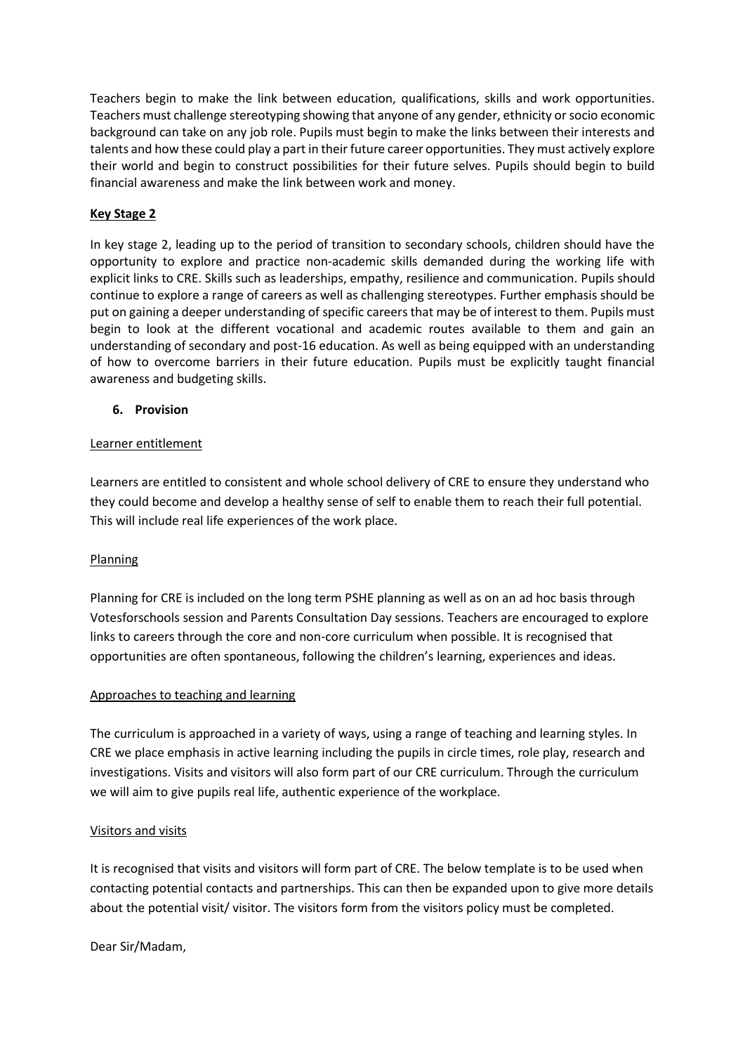Teachers begin to make the link between education, qualifications, skills and work opportunities. Teachers must challenge stereotyping showing that anyone of any gender, ethnicity or socio economic background can take on any job role. Pupils must begin to make the links between their interests and talents and how these could play a part in their future career opportunities. They must actively explore their world and begin to construct possibilities for their future selves. Pupils should begin to build financial awareness and make the link between work and money.

**Key Stage 2**

In key stage 2, leading up to the period of transition to secondary schools, children should have the opportunity to explore and practice non-academic skills demanded during the working life with explicit links to CRE. Skills such as leaderships, empathy, resilience and communication. Pupils should continue to explore a range of careers as well as challenging stereotypes. Further emphasis should be put on gaining a deeper understanding of specific careers that may be of interest to them. Pupils must begin to look at the different vocational and academic routes available to them and gain an understanding of secondary and post-16 education. As well as being equipped with an understanding of how to overcome barriers in their future education. Pupils must be explicitly taught financial awareness and budgeting skills.

## 6. Provision

Learner entitlement

Learners are entitled to consistent and whole school delivery of CRE to ensure they understand who they could become and develop a healthy sense of self to enable them to reach their full potential. This will include real life experiences of the work place.

Planning

Planning for CRE is included on the long term PSHE planning as well as on an ad hoc basis through Votesforschools session and Parents Consultation Day sessions. Teachers are encouraged to explore links to careers through the core and non-core curriculum when possible. It is recognised that opportunities are often spontaneous, following the children's learning, experiences and ideas.

Approaches to teaching and learning

The curriculum is approached in a variety of ways, using a range of teaching and learning styles. In CRE we place emphasis in active learning including the pupils in circle times, role play, research and investigations. Visits and visitors will also form part of our CRE curriculum. Through the curriculum we will aim to give pupils real life, authentic experience of the workplace.

Visitors and visits

It is recognised that visits and visitors will form part of CRE. The below template is to be used when contacting potential contacts and partnerships. This can then be expanded upon to give more details about the potential visit/ visitor. The visitors form from the visitors policy must be completed.

Dear Sir/Madam,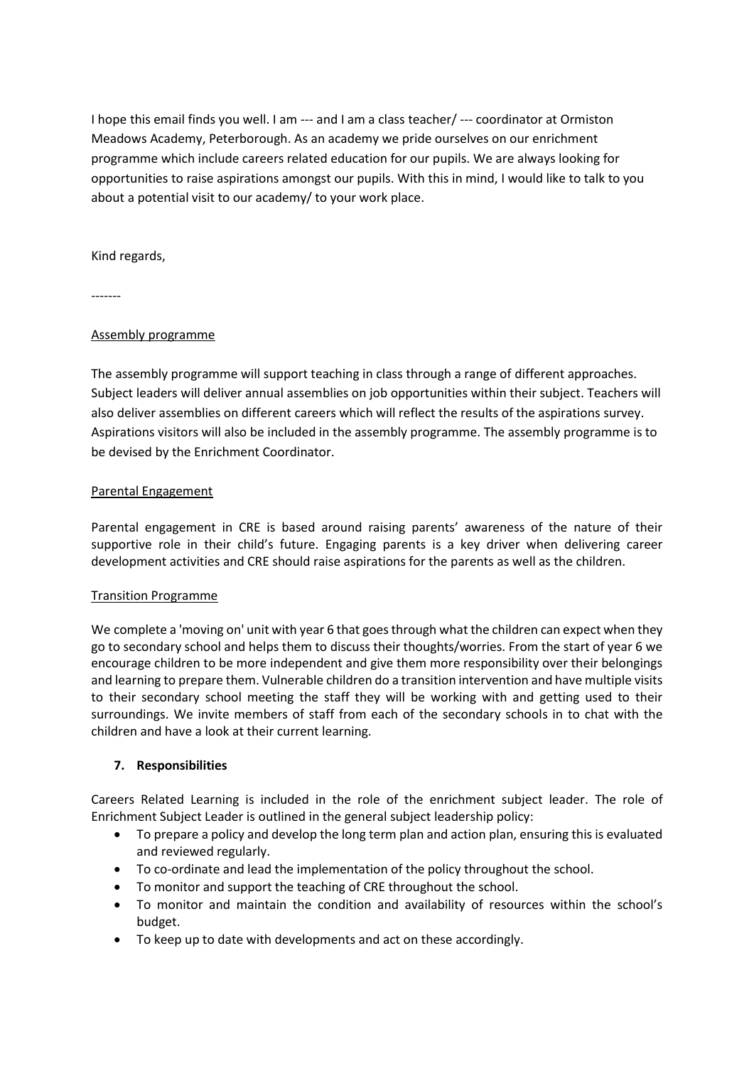I hope this email finds you well. I am --- and I am a class teacher/ --- coordinator at Ormiston Meadows Academy, Peterborough. As an academy we pride ourselves on our enrichment programme which include careers related education for our pupils. We are always looking for opportunities to raise aspirations amongst our pupils. With this in mind, I would like to talk to you about a potential visit to our academy/ to your work place.

Kind regards,

-------

<u>Assembly programme</u>

The assembly programme will support teaching in class through a range of different approaches. Subject leaders will deliver annual assemblies on job opportunities within their subject. Teachers will also deliver assemblies on different careers which will reflect the results of the aspirations survey. Aspirations visitors will also be included in the assembly programme. The assembly programme is to be devised by the Enrichment Coordinator.

<u>Parental Engagement</u>

Parental engagement in CRE is based around raising parents' awareness of the nature of their supportive role in their child's future. Engaging parents is a key driver when delivering career development activities and CRE should raise aspirations for the parents as well as the children.

<u>Transition Programme</u>

We complete a 'moving on' unit with year 6 that goes through what the children can expect when they go to secondary school and helps them to discuss their thoughts/worries. From the start of year 6 we encourage children to be more independent and give them more responsibility over their belongings and learning to prepare them. Vulnerable children do a transition intervention and have multiple visits to their secondary school meeting the staff they will be working with and getting used to their surroundings. We invite members of staff from each of the secondary schools in to chat with the children and have a look at their current learning.

## 7. Responsibilities

Careers Related Learning is included in the role of the enrichment subject leader. The role of Enrichment Subject Leader is outlined in the general subject leadership policy:

- To prepare a policy and develop the long term plan and action plan, ensuring this is evaluated and reviewed regularly.
- To co-ordinate and lead the implementation of the policy throughout the school.
- To monitor and support the teaching of CRE throughout the school.
- To monitor and maintain the condition and availability of resources within the school's budget.
- To keep up to date with developments and act on these accordingly.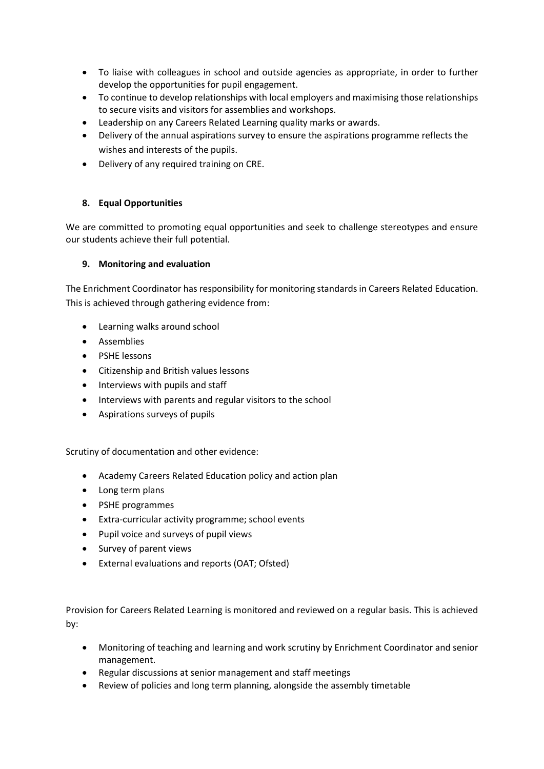- To liaise with colleagues in school and outside agencies as appropriate, in order to further develop the opportunities for pupil engagement.
- To continue to develop relationships with local employers and maximising those relationships to secure visits and visitors for assemblies and workshops.
- Leadership on any Careers Related Learning quality marks or awards.
- Delivery of the annual aspirations survey to ensure the aspirations programme reflects the wishes and interests of the pupils.
- Delivery of any required training on CRE.

## 8. Equal Opportunities

We are committed to promoting equal opportunities and seek to challenge stereotypes and ensure our students achieve their full potential.

## 9. Monitoring and evaluation

The Enrichment Coordinator has responsibility for monitoring standards in Careers Related Education. This is achieved through gathering evidence from:

- Learning walks around school
- Assemblies
- PSHE lessons
- Citizenship and British values lessons
- Interviews with pupils and staff
- Interviews with parents and regular visitors to the school
- Aspirations surveys of pupils

Scrutiny of documentation and other evidence:

- Academy Careers Related Education policy and action plan
- Long term plans
- PSHE programmes
- Extra-curricular activity programme; school events
- Pupil voice and surveys of pupil views
- Survey of parent views
- External evaluations and reports (OAT; Ofsted)

Provision for Careers Related Learning is monitored and reviewed on a regular basis. This is achieved by:

- Monitoring of teaching and learning and work scrutiny by Enrichment Coordinator and senior management.
- Regular discussions at senior management and staff meetings
- Review of policies and long term planning, alongside the assembly timetable